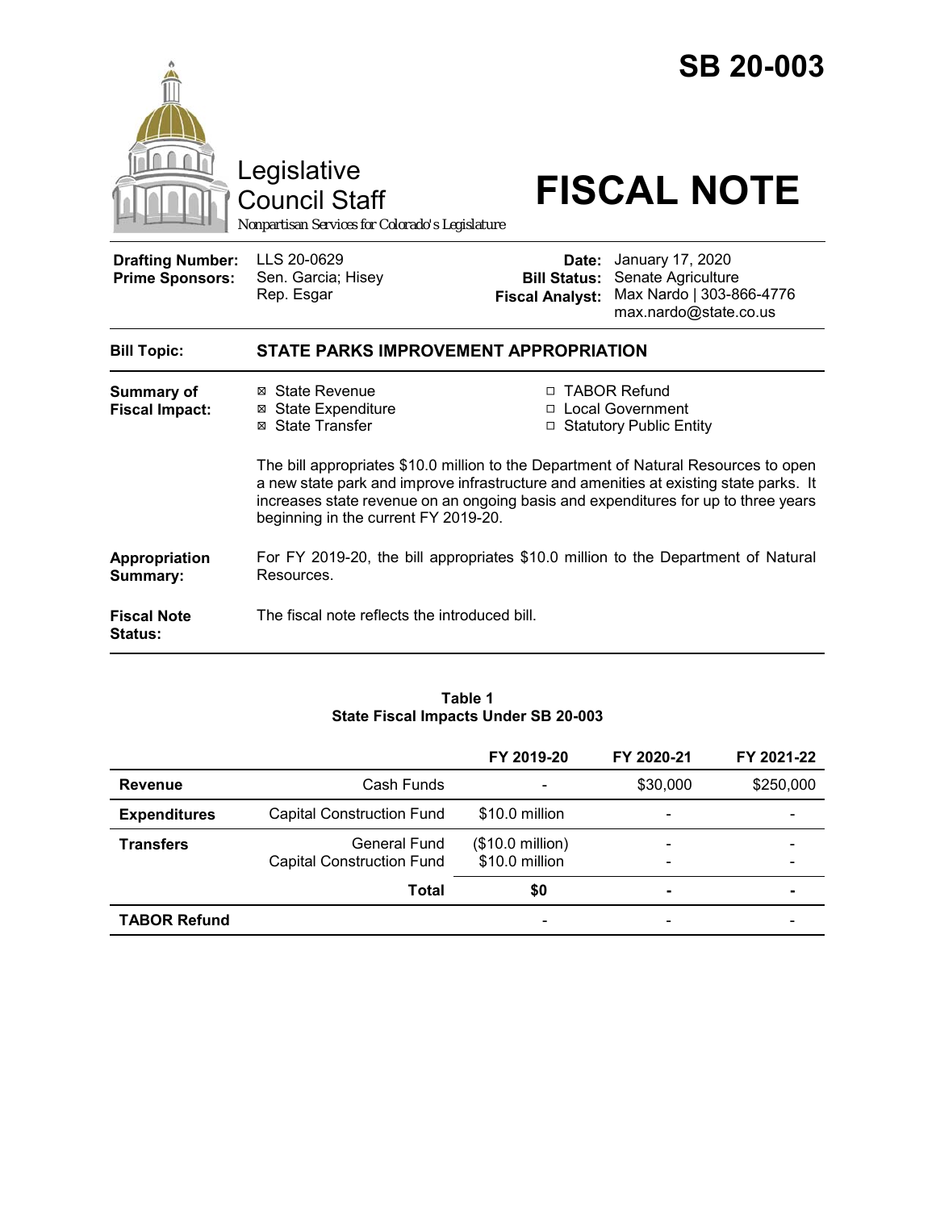# SB 20-003

Legislative Council Staff

*Nonpartisan Services for Colorado's Legislature*

# FISCAL NOTE

| | | | |
|---|---|---|---|
| **Drafting Number:** | LLS 20-0629 | **Date:** | January 17, 2020 |
| **Prime Sponsors:** | Sen. Garcia; Hisey<br>Rep. Esgar | **Bill Status:** | Senate Agriculture |
| | | **Fiscal Analyst:** | Max Nardo \| 303-866-4776<br>max.nardo@state.co.us |

| | |
|---|---|
| **Bill Topic:** | **STATE PARKS IMPROVEMENT APPROPRIATION** |

**Summary of Fiscal Impact:**

- ☒ State Revenue
- ☒ State Expenditure
- ☒ State Transfer
- ☐ TABOR Refund
- ☐ Local Government
- ☐ Statutory Public Entity

The bill appropriates $10.0 million to the Department of Natural Resources to open a new state park and improve infrastructure and amenities at existing state parks. It increases state revenue on an ongoing basis and expenditures for up to three years beginning in the current FY 2019-20.

**Appropriation Summary:** For FY 2019-20, the bill appropriates $10.0 million to the Department of Natural Resources.

**Fiscal Note Status:** The fiscal note reflects the introduced bill.

**Table 1**
**State Fiscal Impacts Under SB 20-003**

| | | FY 2019-20 | FY 2020-21 | FY 2021-22 |
|---|---|---|---|---|
| **Revenue** | Cash Funds | - | $30,000 | $250,000 |
| **Expenditures** | Capital Construction Fund | $10.0 million | - | - |
| **Transfers** | General Fund | ($10.0 million) | - | - |
| | Capital Construction Fund | $10.0 million | - | - |
| | **Total** | **$0** | **-** | **-** |
| **TABOR Refund** | | - | - | - |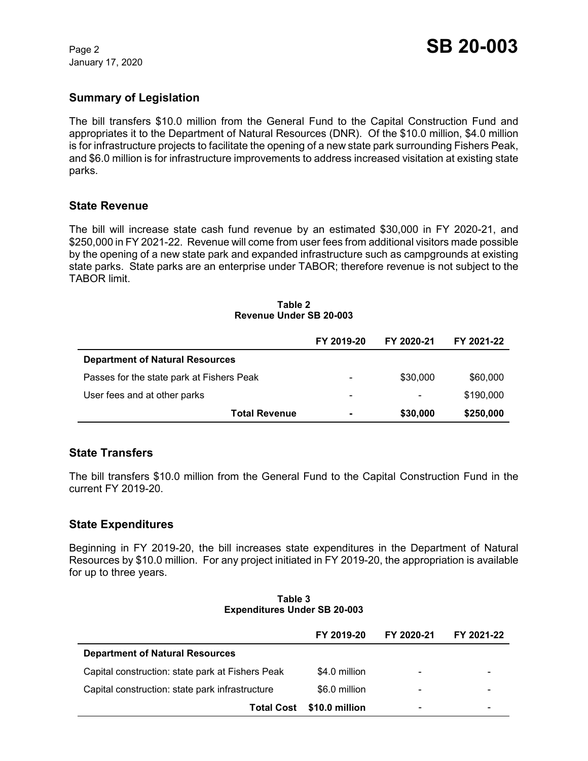## Summary of Legislation

The bill transfers $10.0 million from the General Fund to the Capital Construction Fund and appropriates it to the Department of Natural Resources (DNR). Of the $10.0 million, $4.0 million is for infrastructure projects to facilitate the opening of a new state park surrounding Fishers Peak, and $6.0 million is for infrastructure improvements to address increased visitation at existing state parks.

## State Revenue

The bill will increase state cash fund revenue by an estimated $30,000 in FY 2020-21, and $250,000 in FY 2021-22. Revenue will come from user fees from additional visitors made possible by the opening of a new state park and expanded infrastructure such as campgrounds at existing state parks. State parks are an enterprise under TABOR; therefore revenue is not subject to the TABOR limit.

**Table 2**
**Revenue Under SB 20-003**

| | FY 2019-20 | FY 2020-21 | FY 2021-22 |
|---|---|---|---|
| **Department of Natural Resources** | | | |
| Passes for the state park at Fishers Peak | - | $30,000 | $60,000 |
| User fees and at other parks | - | - | $190,000 |
| **Total Revenue** | **-** | **$30,000** | **$250,000** |

## State Transfers

The bill transfers $10.0 million from the General Fund to the Capital Construction Fund in the current FY 2019-20.

## State Expenditures

Beginning in FY 2019-20, the bill increases state expenditures in the Department of Natural Resources by $10.0 million. For any project initiated in FY 2019-20, the appropriation is available for up to three years.

**Table 3**
**Expenditures Under SB 20-003**

| | FY 2019-20 | FY 2020-21 | FY 2021-22 |
|---|---|---|---|
| **Department of Natural Resources** | | | |
| Capital construction: state park at Fishers Peak | $4.0 million | - | - |
| Capital construction: state park infrastructure | $6.0 million | - | - |
| **Total Cost** | **$10.0 million** | - | - |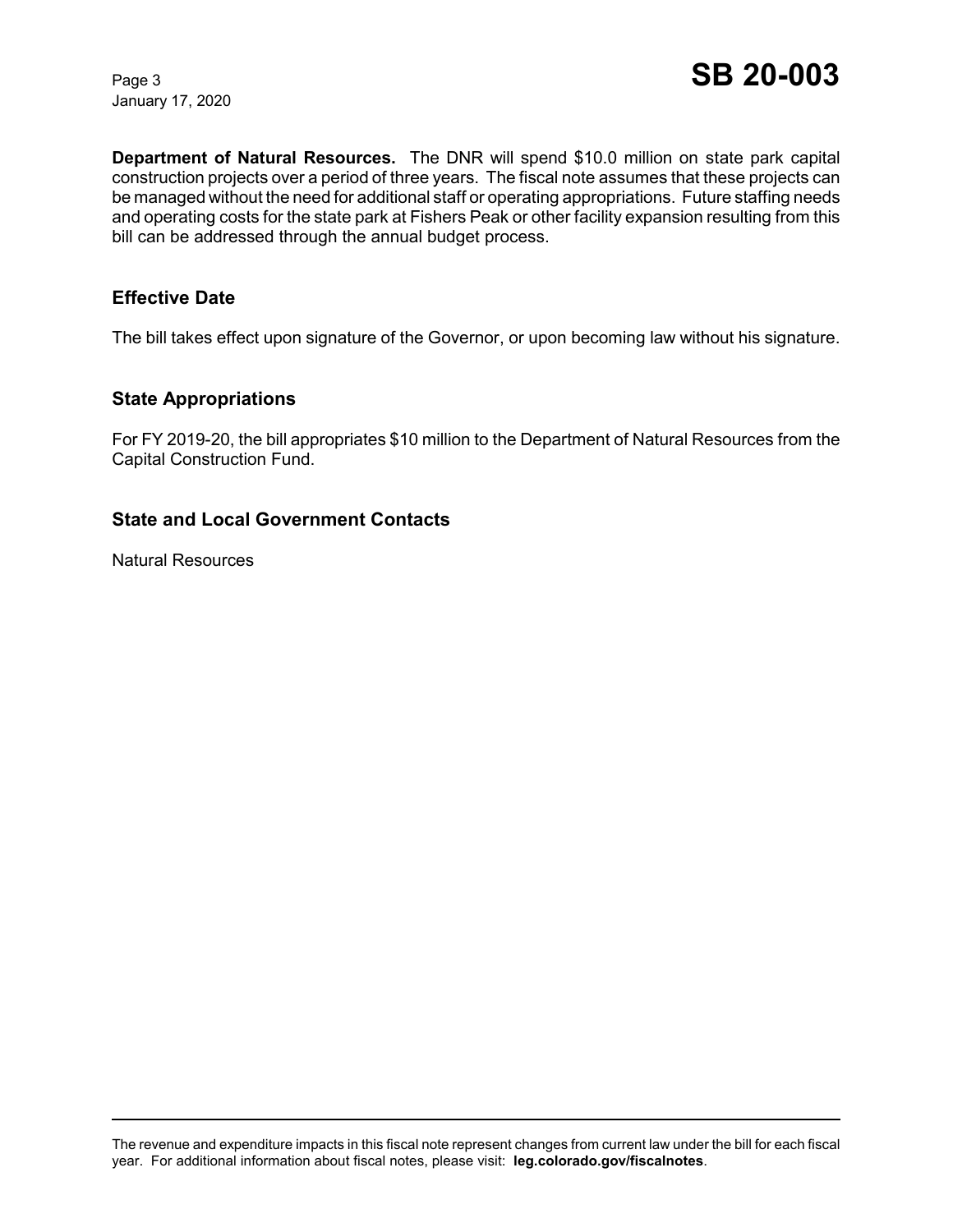**Department of Natural Resources.** The DNR will spend $10.0 million on state park capital construction projects over a period of three years. The fiscal note assumes that these projects can be managed without the need for additional staff or operating appropriations. Future staffing needs and operating costs for the state park at Fishers Peak or other facility expansion resulting from this bill can be addressed through the annual budget process.

## Effective Date

The bill takes effect upon signature of the Governor, or upon becoming law without his signature.

## State Appropriations

For FY 2019-20, the bill appropriates $10 million to the Department of Natural Resources from the Capital Construction Fund.

## State and Local Government Contacts

Natural Resources

The revenue and expenditure impacts in this fiscal note represent changes from current law under the bill for each fiscal year. For additional information about fiscal notes, please visit: **leg.colorado.gov/fiscalnotes**.